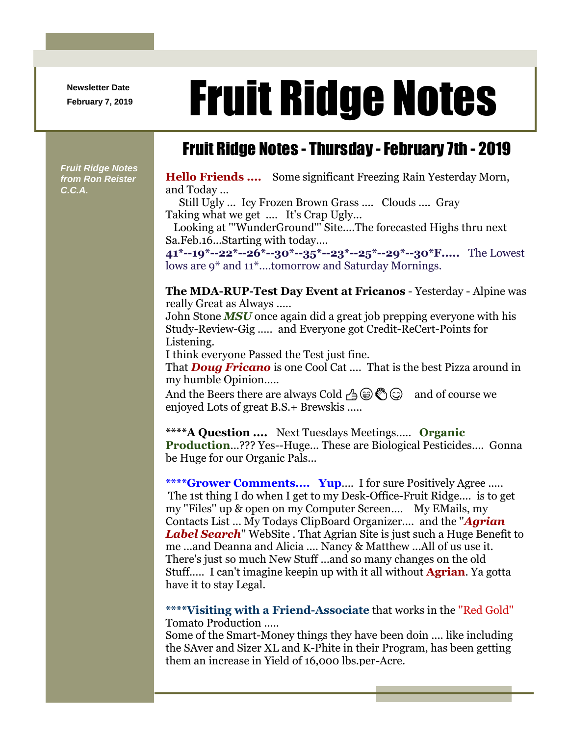Newsletter Date
February 7, 2019

# Fruit Ridge Notes

## Fruit Ridge Notes - Thursday - February 7th - 2019

*Fruit Ridge Notes from Ron Reister C.C.A.*

**Hello Friends ....** Some significant Freezing Rain Yesterday Morn, and Today ...
Still Ugly ... Icy Frozen Brown Grass .... Clouds .... Gray
Taking what we get .... It's Crap Ugly...
Looking at "'WunderGround"' Site....The forecasted Highs thru next Sa.Feb.16...Starting with today....
**41*--19*--22*--26*--30*--35*--23*--25*--29*--30*F.....** The Lowest lows are 9* and 11*....tomorrow and Saturday Mornings.

**The MDA-RUP-Test Day Event at Fricanos** - Yesterday - Alpine was really Great as Always .....
John Stone ***MSU*** once again did a great job prepping everyone with his Study-Review-Gig ..... and Everyone got Credit-ReCert-Points for Listening.
I think everyone Passed the Test just fine.
That ***Doug Fricano*** is one Cool Cat .... That is the best Pizza around in my humble Opinion.....
And the Beers there are always Cold 👍😁👏😋 and of course we enjoyed Lots of great B.S.+ Brewskis .....

**\*\*\*\*A Question ....** Next Tuesdays Meetings..... **Organic Production**...??? Yes--Huge... These are Biological Pesticides.... Gonna be Huge for our Organic Pals...

**\*\*\*\*Grower Comments.... Yup**.... I for sure Positively Agree .....
The 1st thing I do when I get to my Desk-Office-Fruit Ridge.... is to get my "Files" up & open on my Computer Screen.... My EMails, my Contacts List ... My Todays ClipBoard Organizer.... and the "***Agrian Label Search***" WebSite . That Agrian Site is just such a Huge Benefit to me ...and Deanna and Alicia .... Nancy & Matthew ...All of us use it. There's just so much New Stuff ...and so many changes on the old Stuff..... I can't imagine keepin up with it all without **Agrian**. Ya gotta have it to stay Legal.

**\*\*\*\*Visiting with a Friend-Associate** that works in the "Red Gold" Tomato Production .....
Some of the Smart-Money things they have been doin .... like including the SAver and Sizer XL and K-Phite in their Program, has been getting them an increase in Yield of 16,000 lbs.per-Acre.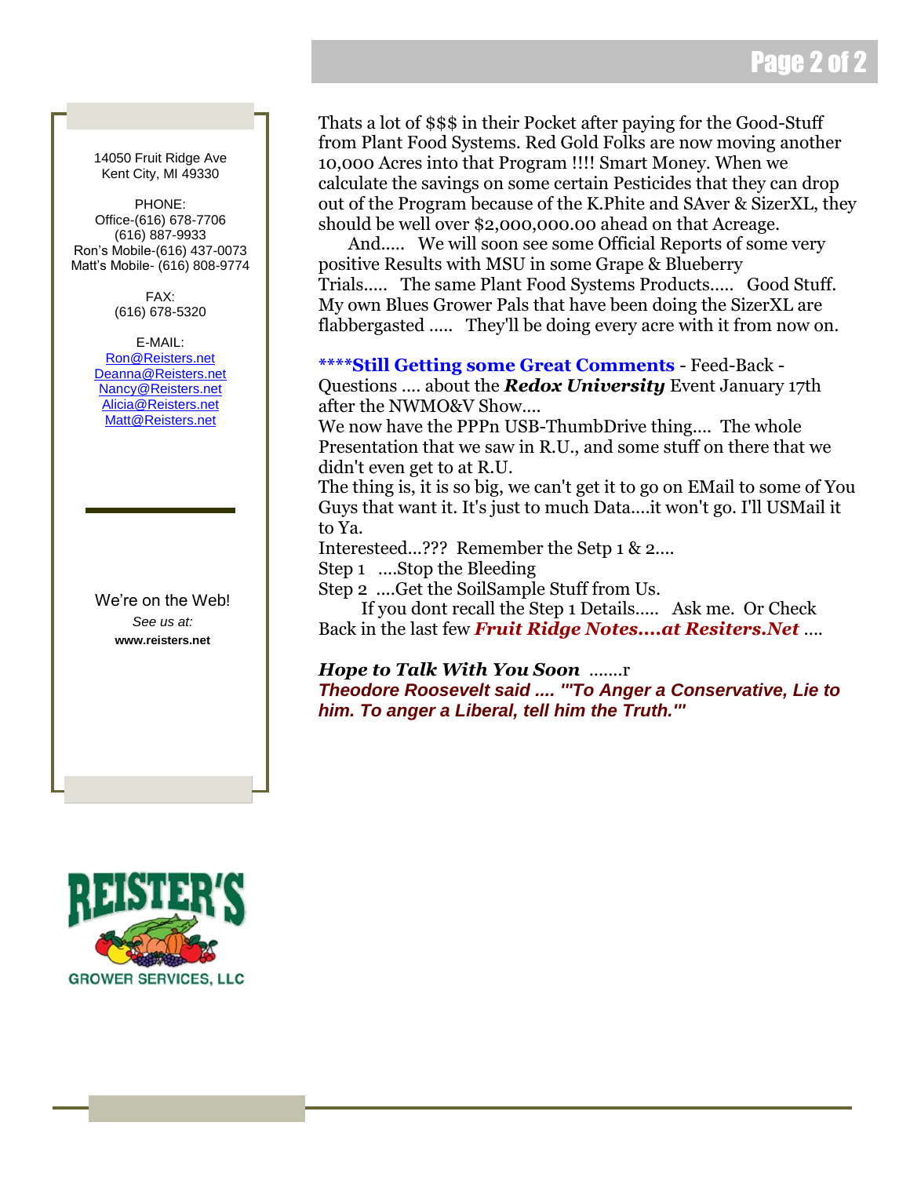14050 Fruit Ridge Ave
Kent City, MI 49330

PHONE:
Office-(616) 678-7706
(616) 887-9933
Ron's Mobile-(616) 437-0073
Matt's Mobile- (616) 808-9774

FAX:
(616) 678-5320

E-MAIL:
Ron@Reisters.net
Deanna@Reisters.net
Nancy@Reisters.net
Alicia@Reisters.net
Matt@Reisters.net

We're on the Web!
*See us at:*
**www.reisters.net**

Thats a lot of $$$ in their Pocket after paying for the Good-Stuff from Plant Food Systems. Red Gold Folks are now moving another 10,000 Acres into that Program !!!! Smart Money. When we calculate the savings on some certain Pesticides that they can drop out of the Program because of the K.Phite and SAver & SizerXL, they should be well over $2,000,000.00 ahead on that Acreage.

And..... We will soon see some Official Reports of some very positive Results with MSU in some Grape & Blueberry Trials..... The same Plant Food Systems Products..... Good Stuff. My own Blues Grower Pals that have been doing the SizerXL are flabbergasted ..... They'll be doing every acre with it from now on.

**\*\*\*\*Still Getting some Great Comments** - Feed-Back - Questions .... about the ***Redox University*** Event January 17th after the NWMO&V Show....
We now have the PPPn USB-ThumbDrive thing.... The whole Presentation that we saw in R.U., and some stuff on there that we didn't even get to at R.U.
The thing is, it is so big, we can't get it to go on EMail to some of You Guys that want it. It's just to much Data....it won't go. I'll USMail it to Ya.
Interesteed...??? Remember the Setp 1 & 2....
Step 1 ....Stop the Bleeding
Step 2 ....Get the SoilSample Stuff from Us.
If you dont recall the Step 1 Details..... Ask me. Or Check Back in the last few ***Fruit Ridge Notes....at Resiters.Net*** ....

***Hope to Talk With You Soon*** .......r
***Theodore Roosevelt said .... '"To Anger a Conservative, Lie to him. To anger a Liberal, tell him the Truth."'***

REISTER'S
GROWER SERVICES, LLC